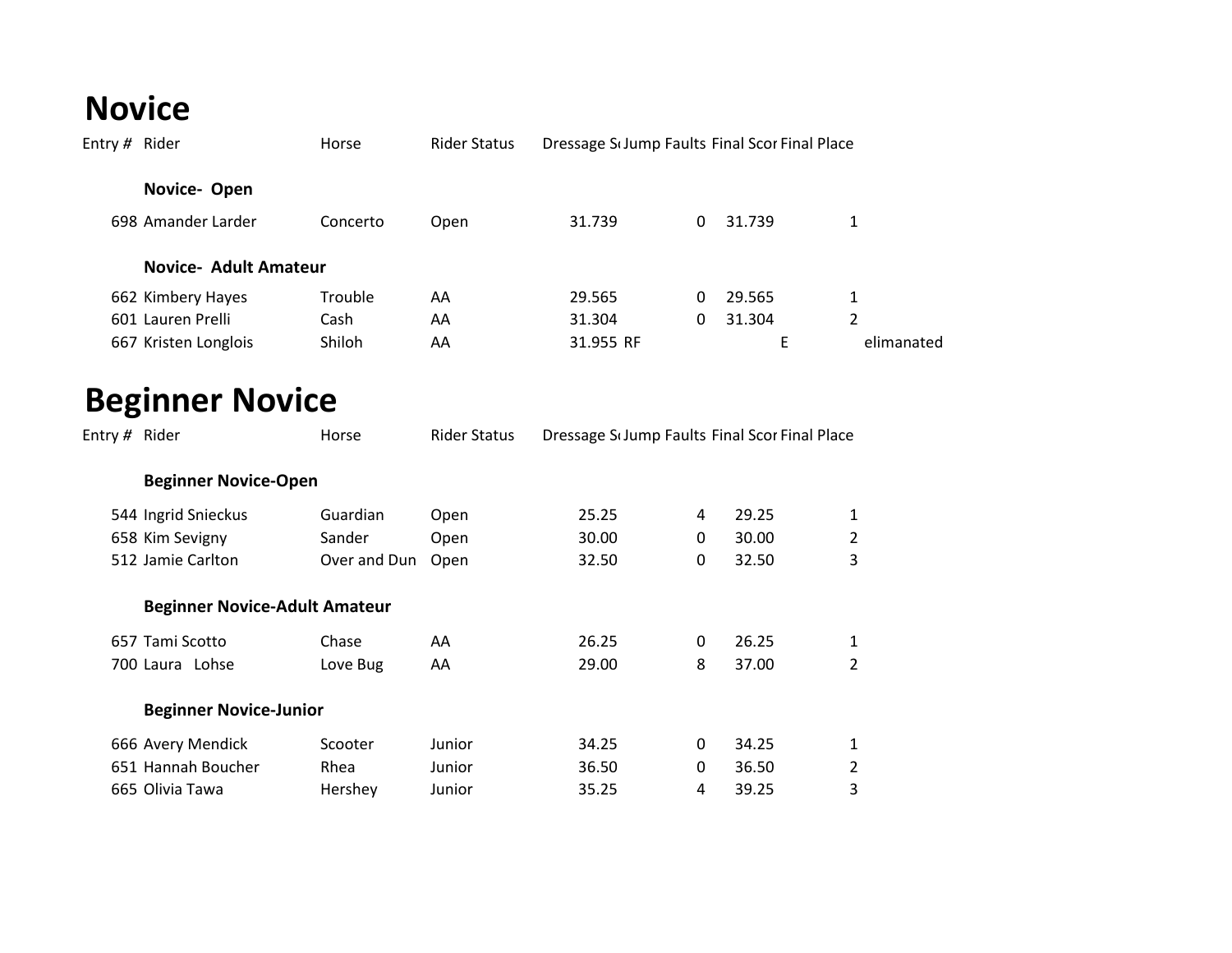# Novice

| Entry # | Rider | Horse | Rider Status | Dressage Sc | Jump Faults | Final Scor | Final Place | |
|---|---|---|---|---|---|---|---|---|
| | **Novice- Open** | | | | | | | |
| 698 | Amander Larder | Concerto | Open | 31.739 | 0 | 31.739 | 1 | |
| | **Novice- Adult Amateur** | | | | | | | |
| 662 | Kimbery Hayes | Trouble | AA | 29.565 | 0 | 29.565 | 1 | |
| 601 | Lauren Prelli | Cash | AA | 31.304 | 0 | 31.304 | 2 | |
| 667 | Kristen Longlois | Shiloh | AA | 31.955 | RF | | E | elimanated |

# Beginner Novice

| Entry # | Rider | Horse | Rider Status | Dressage Sc | Jump Faults | Final Scor | Final Place |
|---|---|---|---|---|---|---|---|
| | **Beginner Novice-Open** | | | | | | |
| 544 | Ingrid Snieckus | Guardian | Open | 25.25 | 4 | 29.25 | 1 |
| 658 | Kim Sevigny | Sander | Open | 30.00 | 0 | 30.00 | 2 |
| 512 | Jamie Carlton | Over and Dun | Open | 32.50 | 0 | 32.50 | 3 |
| | **Beginner Novice-Adult Amateur** | | | | | | |
| 657 | Tami Scotto | Chase | AA | 26.25 | 0 | 26.25 | 1 |
| 700 | Laura Lohse | Love Bug | AA | 29.00 | 8 | 37.00 | 2 |
| | **Beginner Novice-Junior** | | | | | | |
| 666 | Avery Mendick | Scooter | Junior | 34.25 | 0 | 34.25 | 1 |
| 651 | Hannah Boucher | Rhea | Junior | 36.50 | 0 | 36.50 | 2 |
| 665 | Olivia Tawa | Hershey | Junior | 35.25 | 4 | 39.25 | 3 |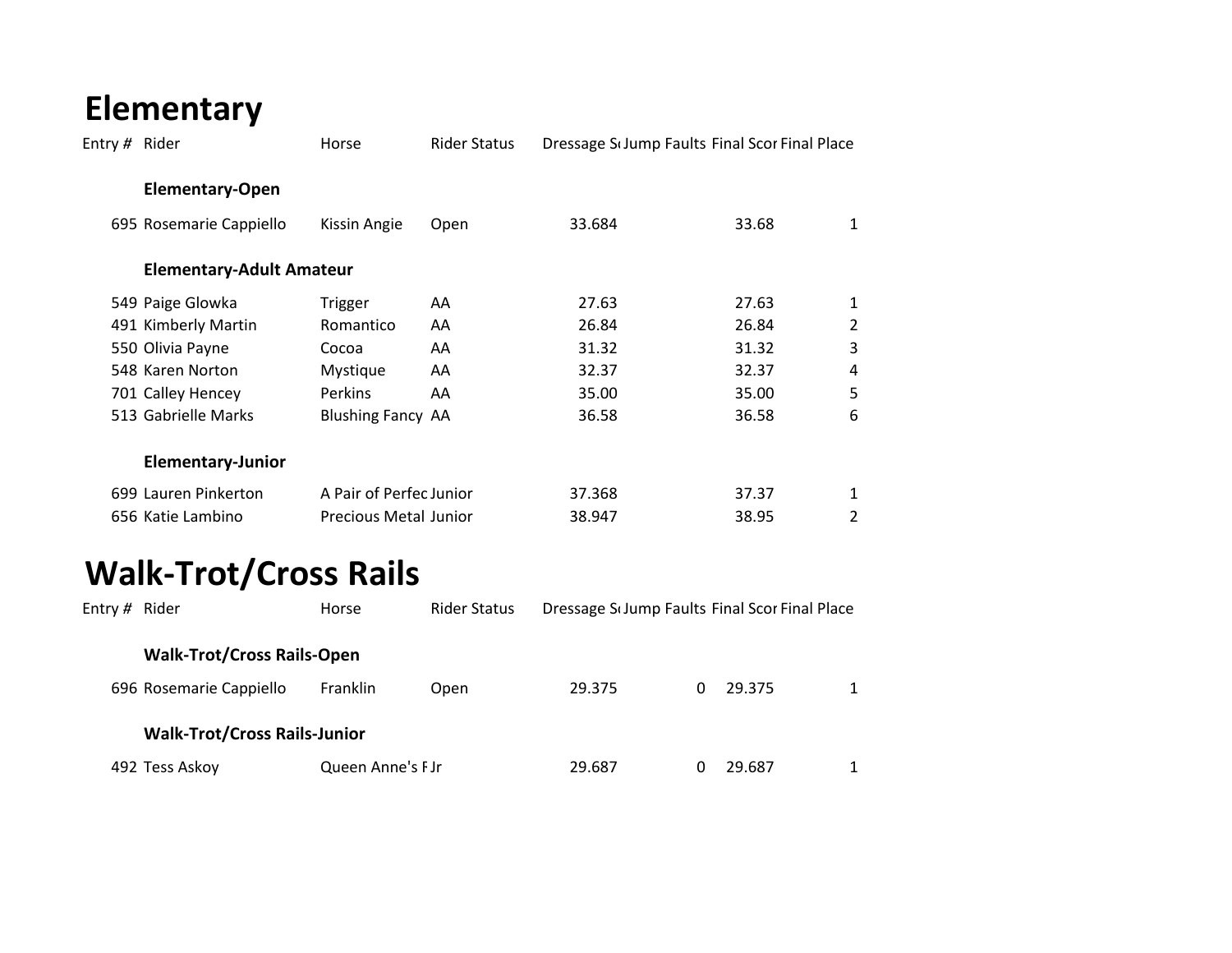# Elementary

| Entry # | Rider | Horse | Rider Status | Dressage Sc | Jump Faults | Final Scor | Final Place |
|---|---|---|---|---|---|---|---|
| | **Elementary-Open** | | | | | | |
| 695 | Rosemarie Cappiello | Kissin Angie | Open | 33.684 | | 33.68 | 1 |
| | **Elementary-Adult Amateur** | | | | | | |
| 549 | Paige Glowka | Trigger | AA | 27.63 | | 27.63 | 1 |
| 491 | Kimberly Martin | Romantico | AA | 26.84 | | 26.84 | 2 |
| 550 | Olivia Payne | Cocoa | AA | 31.32 | | 31.32 | 3 |
| 548 | Karen Norton | Mystique | AA | 32.37 | | 32.37 | 4 |
| 701 | Calley Hencey | Perkins | AA | 35.00 | | 35.00 | 5 |
| 513 | Gabrielle Marks | Blushing Fancy | AA | 36.58 | | 36.58 | 6 |
| | **Elementary-Junior** | | | | | | |
| 699 | Lauren Pinkerton | A Pair of Perfec | Junior | 37.368 | | 37.37 | 1 |
| 656 | Katie Lambino | Precious Metal | Junior | 38.947 | | 38.95 | 2 |

# Walk-Trot/Cross Rails

| Entry # | Rider | Horse | Rider Status | Dressage Sc | Jump Faults | Final Scor | Final Place |
|---|---|---|---|---|---|---|---|
| | **Walk-Trot/Cross Rails-Open** | | | | | | |
| 696 | Rosemarie Cappiello | Franklin | Open | 29.375 | 0 | 29.375 | 1 |
| | **Walk-Trot/Cross Rails-Junior** | | | | | | |
| 492 | Tess Askoy | Queen Anne's F | Jr | 29.687 | 0 | 29.687 | 1 |